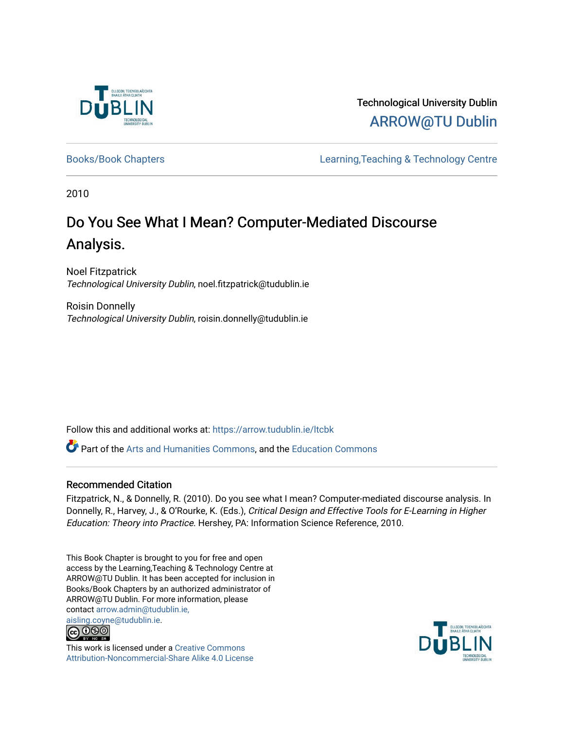Technological University Dublin

ARROW@TU Dublin

Books/Book Chapters

Learning,Teaching & Technology Centre

2010

# Do You See What I Mean? Computer-Mediated Discourse Analysis.

Noel Fitzpatrick
*Technological University Dublin*, noel.fitzpatrick@tudublin.ie

Roisin Donnelly
*Technological University Dublin*, roisin.donnelly@tudublin.ie

Follow this and additional works at: https://arrow.tudublin.ie/ltcbk

Part of the Arts and Humanities Commons, and the Education Commons

## Recommended Citation

Fitzpatrick, N., & Donnelly, R. (2010). Do you see what I mean? Computer-mediated discourse analysis. In Donnelly, R., Harvey, J., & O'Rourke, K. (Eds.), *Critical Design and Effective Tools for E-Learning in Higher Education: Theory into Practice*. Hershey, PA: Information Science Reference, 2010.

This Book Chapter is brought to you for free and open access by the Learning,Teaching & Technology Centre at ARROW@TU Dublin. It has been accepted for inclusion in Books/Book Chapters by an authorized administrator of ARROW@TU Dublin. For more information, please contact arrow.admin@tudublin.ie, aisling.coyne@tudublin.ie.

This work is licensed under a Creative Commons Attribution-Noncommercial-Share Alike 4.0 License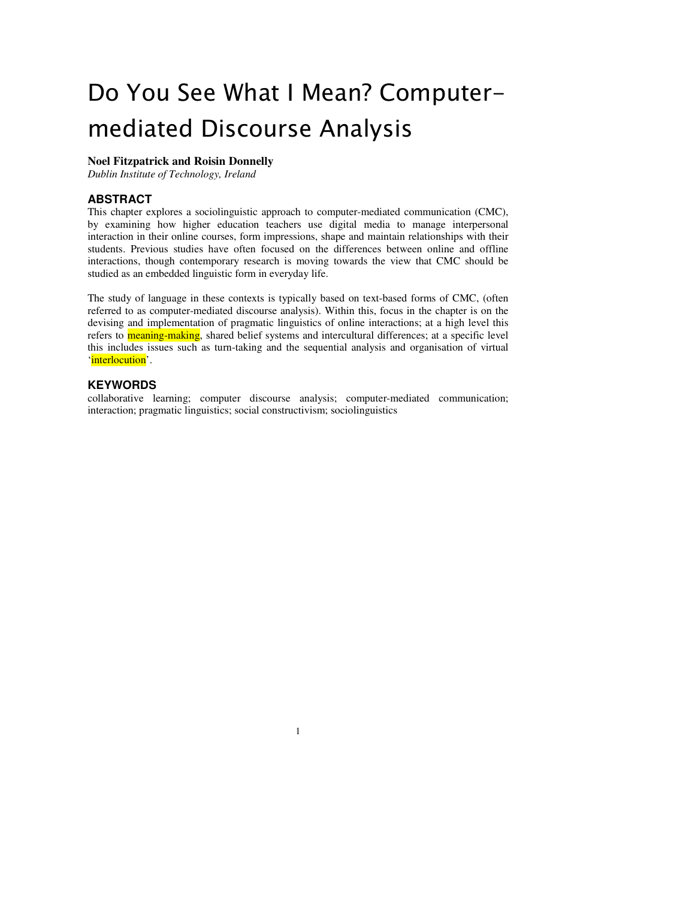# Do You See What I Mean? Computer-mediated Discourse Analysis

**Noel Fitzpatrick and Roisin Donnelly**
*Dublin Institute of Technology, Ireland*

## ABSTRACT

This chapter explores a sociolinguistic approach to computer-mediated communication (CMC), by examining how higher education teachers use digital media to manage interpersonal interaction in their online courses, form impressions, shape and maintain relationships with their students. Previous studies have often focused on the differences between online and offline interactions, though contemporary research is moving towards the view that CMC should be studied as an embedded linguistic form in everyday life.

The study of language in these contexts is typically based on text-based forms of CMC, (often referred to as computer-mediated discourse analysis). Within this, focus in the chapter is on the devising and implementation of pragmatic linguistics of online interactions; at a high level this refers to meaning-making, shared belief systems and intercultural differences; at a specific level this includes issues such as turn-taking and the sequential analysis and organisation of virtual 'interlocution'.

## KEYWORDS

collaborative learning; computer discourse analysis; computer-mediated communication; interaction; pragmatic linguistics; social constructivism; sociolinguistics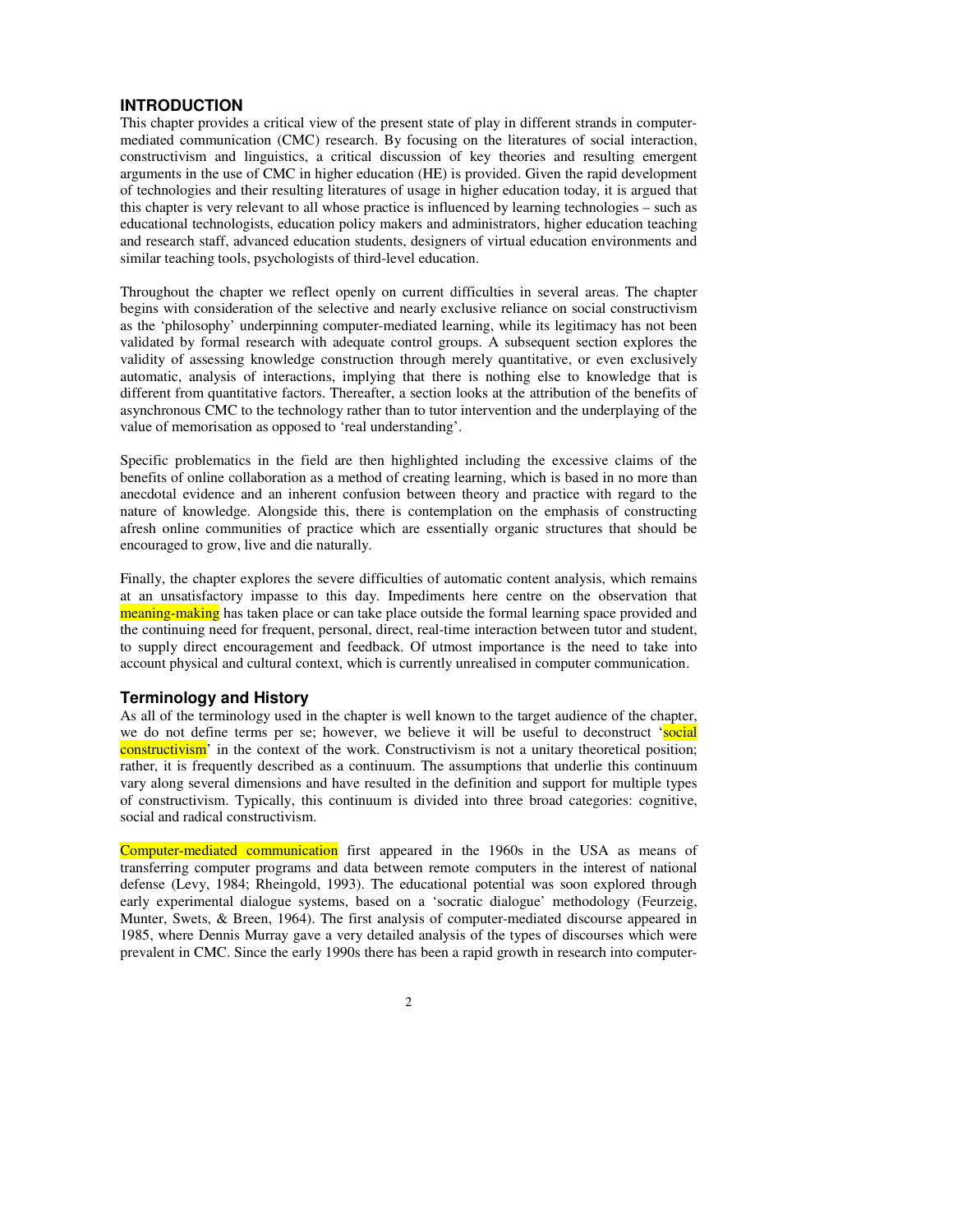## INTRODUCTION

This chapter provides a critical view of the present state of play in different strands in computer-mediated communication (CMC) research. By focusing on the literatures of social interaction, constructivism and linguistics, a critical discussion of key theories and resulting emergent arguments in the use of CMC in higher education (HE) is provided. Given the rapid development of technologies and their resulting literatures of usage in higher education today, it is argued that this chapter is very relevant to all whose practice is influenced by learning technologies – such as educational technologists, education policy makers and administrators, higher education teaching and research staff, advanced education students, designers of virtual education environments and similar teaching tools, psychologists of third-level education.

Throughout the chapter we reflect openly on current difficulties in several areas. The chapter begins with consideration of the selective and nearly exclusive reliance on social constructivism as the 'philosophy' underpinning computer-mediated learning, while its legitimacy has not been validated by formal research with adequate control groups. A subsequent section explores the validity of assessing knowledge construction through merely quantitative, or even exclusively automatic, analysis of interactions, implying that there is nothing else to knowledge that is different from quantitative factors. Thereafter, a section looks at the attribution of the benefits of asynchronous CMC to the technology rather than to tutor intervention and the underplaying of the value of memorisation as opposed to 'real understanding'.

Specific problematics in the field are then highlighted including the excessive claims of the benefits of online collaboration as a method of creating learning, which is based in no more than anecdotal evidence and an inherent confusion between theory and practice with regard to the nature of knowledge. Alongside this, there is contemplation on the emphasis of constructing afresh online communities of practice which are essentially organic structures that should be encouraged to grow, live and die naturally.

Finally, the chapter explores the severe difficulties of automatic content analysis, which remains at an unsatisfactory impasse to this day. Impediments here centre on the observation that meaning-making has taken place or can take place outside the formal learning space provided and the continuing need for frequent, personal, direct, real-time interaction between tutor and student, to supply direct encouragement and feedback. Of utmost importance is the need to take into account physical and cultural context, which is currently unrealised in computer communication.

### Terminology and History

As all of the terminology used in the chapter is well known to the target audience of the chapter, we do not define terms per se; however, we believe it will be useful to deconstruct 'social constructivism' in the context of the work. Constructivism is not a unitary theoretical position; rather, it is frequently described as a continuum. The assumptions that underlie this continuum vary along several dimensions and have resulted in the definition and support for multiple types of constructivism. Typically, this continuum is divided into three broad categories: cognitive, social and radical constructivism.

Computer-mediated communication first appeared in the 1960s in the USA as means of transferring computer programs and data between remote computers in the interest of national defense (Levy, 1984; Rheingold, 1993). The educational potential was soon explored through early experimental dialogue systems, based on a 'socratic dialogue' methodology (Feurzeig, Munter, Swets, & Breen, 1964). The first analysis of computer-mediated discourse appeared in 1985, where Dennis Murray gave a very detailed analysis of the types of discourses which were prevalent in CMC. Since the early 1990s there has been a rapid growth in research into computer-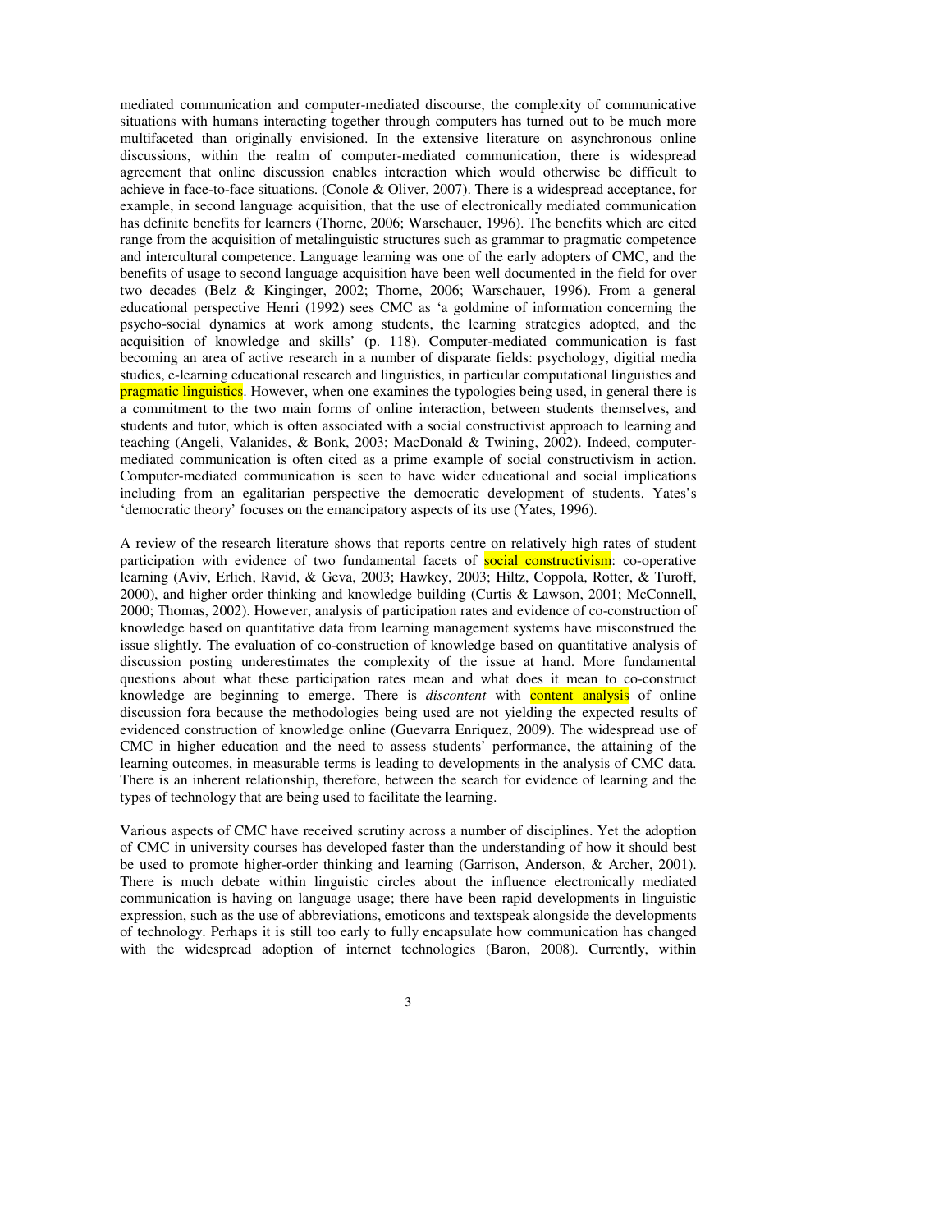mediated communication and computer-mediated discourse, the complexity of communicative situations with humans interacting together through computers has turned out to be much more multifaceted than originally envisioned. In the extensive literature on asynchronous online discussions, within the realm of computer-mediated communication, there is widespread agreement that online discussion enables interaction which would otherwise be difficult to achieve in face-to-face situations. (Conole & Oliver, 2007). There is a widespread acceptance, for example, in second language acquisition, that the use of electronically mediated communication has definite benefits for learners (Thorne, 2006; Warschauer, 1996). The benefits which are cited range from the acquisition of metalinguistic structures such as grammar to pragmatic competence and intercultural competence. Language learning was one of the early adopters of CMC, and the benefits of usage to second language acquisition have been well documented in the field for over two decades (Belz & Kinginger, 2002; Thorne, 2006; Warschauer, 1996). From a general educational perspective Henri (1992) sees CMC as 'a goldmine of information concerning the psycho-social dynamics at work among students, the learning strategies adopted, and the acquisition of knowledge and skills' (p. 118). Computer-mediated communication is fast becoming an area of active research in a number of disparate fields: psychology, digitial media studies, e-learning educational research and linguistics, in particular computational linguistics and pragmatic linguistics. However, when one examines the typologies being used, in general there is a commitment to the two main forms of online interaction, between students themselves, and students and tutor, which is often associated with a social constructivist approach to learning and teaching (Angeli, Valanides, & Bonk, 2003; MacDonald & Twining, 2002). Indeed, computer-mediated communication is often cited as a prime example of social constructivism in action. Computer-mediated communication is seen to have wider educational and social implications including from an egalitarian perspective the democratic development of students. Yates's 'democratic theory' focuses on the emancipatory aspects of its use (Yates, 1996).

A review of the research literature shows that reports centre on relatively high rates of student participation with evidence of two fundamental facets of social constructivism: co-operative learning (Aviv, Erlich, Ravid, & Geva, 2003; Hawkey, 2003; Hiltz, Coppola, Rotter, & Turoff, 2000), and higher order thinking and knowledge building (Curtis & Lawson, 2001; McConnell, 2000; Thomas, 2002). However, analysis of participation rates and evidence of co-construction of knowledge based on quantitative data from learning management systems have misconstrued the issue slightly. The evaluation of co-construction of knowledge based on quantitative analysis of discussion posting underestimates the complexity of the issue at hand. More fundamental questions about what these participation rates mean and what does it mean to co-construct knowledge are beginning to emerge. There is *discontent* with content analysis of online discussion fora because the methodologies being used are not yielding the expected results of evidenced construction of knowledge online (Guevarra Enriquez, 2009). The widespread use of CMC in higher education and the need to assess students' performance, the attaining of the learning outcomes, in measurable terms is leading to developments in the analysis of CMC data. There is an inherent relationship, therefore, between the search for evidence of learning and the types of technology that are being used to facilitate the learning.

Various aspects of CMC have received scrutiny across a number of disciplines. Yet the adoption of CMC in university courses has developed faster than the understanding of how it should best be used to promote higher-order thinking and learning (Garrison, Anderson, & Archer, 2001). There is much debate within linguistic circles about the influence electronically mediated communication is having on language usage; there have been rapid developments in linguistic expression, such as the use of abbreviations, emoticons and textspeak alongside the developments of technology. Perhaps it is still too early to fully encapsulate how communication has changed with the widespread adoption of internet technologies (Baron, 2008). Currently, within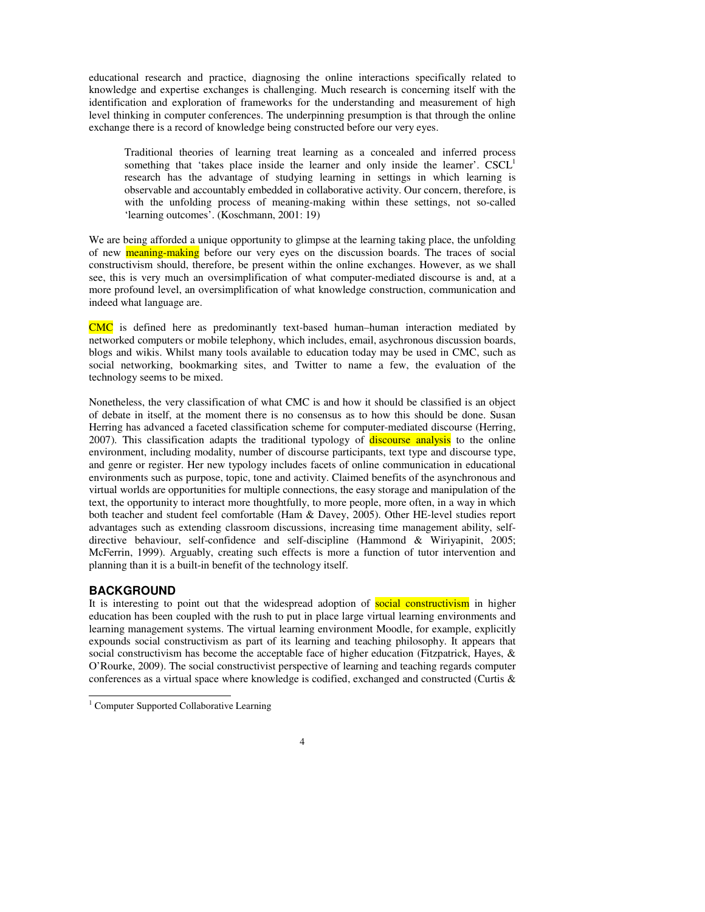educational research and practice, diagnosing the online interactions specifically related to knowledge and expertise exchanges is challenging. Much research is concerning itself with the identification and exploration of frameworks for the understanding and measurement of high level thinking in computer conferences. The underpinning presumption is that through the online exchange there is a record of knowledge being constructed before our very eyes.

> Traditional theories of learning treat learning as a concealed and inferred process something that 'takes place inside the learner and only inside the learner'. CSCL[1] research has the advantage of studying learning in settings in which learning is observable and accountably embedded in collaborative activity. Our concern, therefore, is with the unfolding process of meaning-making within these settings, not so-called 'learning outcomes'. (Koschmann, 2001: 19)

We are being afforded a unique opportunity to glimpse at the learning taking place, the unfolding of new meaning-making before our very eyes on the discussion boards. The traces of social constructivism should, therefore, be present within the online exchanges. However, as we shall see, this is very much an oversimplification of what computer-mediated discourse is and, at a more profound level, an oversimplification of what knowledge construction, communication and indeed what language are.

CMC is defined here as predominantly text-based human–human interaction mediated by networked computers or mobile telephony, which includes, email, asychronous discussion boards, blogs and wikis. Whilst many tools available to education today may be used in CMC, such as social networking, bookmarking sites, and Twitter to name a few, the evaluation of the technology seems to be mixed.

Nonetheless, the very classification of what CMC is and how it should be classified is an object of debate in itself, at the moment there is no consensus as to how this should be done. Susan Herring has advanced a faceted classification scheme for computer-mediated discourse (Herring, 2007). This classification adapts the traditional typology of discourse analysis to the online environment, including modality, number of discourse participants, text type and discourse type, and genre or register. Her new typology includes facets of online communication in educational environments such as purpose, topic, tone and activity. Claimed benefits of the asynchronous and virtual worlds are opportunities for multiple connections, the easy storage and manipulation of the text, the opportunity to interact more thoughtfully, to more people, more often, in a way in which both teacher and student feel comfortable (Ham & Davey, 2005). Other HE-level studies report advantages such as extending classroom discussions, increasing time management ability, self-directive behaviour, self-confidence and self-discipline (Hammond & Wiriyapinit, 2005; McFerrin, 1999). Arguably, creating such effects is more a function of tutor intervention and planning than it is a built-in benefit of the technology itself.

## BACKGROUND

It is interesting to point out that the widespread adoption of social constructivism in higher education has been coupled with the rush to put in place large virtual learning environments and learning management systems. The virtual learning environment Moodle, for example, explicitly expounds social constructivism as part of its learning and teaching philosophy. It appears that social constructivism has become the acceptable face of higher education (Fitzpatrick, Hayes, & O'Rourke, 2009). The social constructivist perspective of learning and teaching regards computer conferences as a virtual space where knowledge is codified, exchanged and constructed (Curtis &

---

[1] Computer Supported Collaborative Learning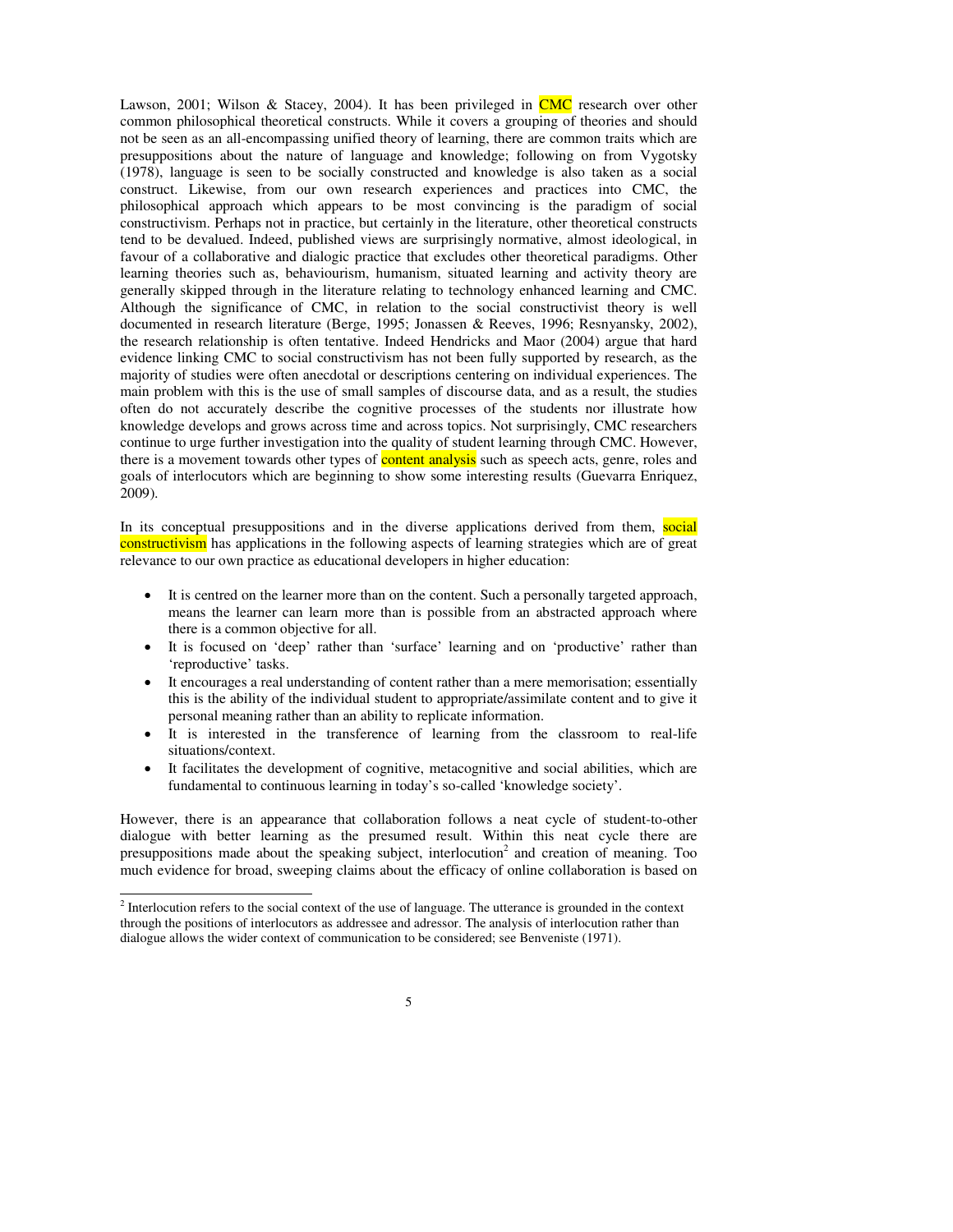Lawson, 2001; Wilson & Stacey, 2004). It has been privileged in CMC research over other common philosophical theoretical constructs. While it covers a grouping of theories and should not be seen as an all-encompassing unified theory of learning, there are common traits which are presuppositions about the nature of language and knowledge; following on from Vygotsky (1978), language is seen to be socially constructed and knowledge is also taken as a social construct. Likewise, from our own research experiences and practices into CMC, the philosophical approach which appears to be most convincing is the paradigm of social constructivism. Perhaps not in practice, but certainly in the literature, other theoretical constructs tend to be devalued. Indeed, published views are surprisingly normative, almost ideological, in favour of a collaborative and dialogic practice that excludes other theoretical paradigms. Other learning theories such as, behaviourism, humanism, situated learning and activity theory are generally skipped through in the literature relating to technology enhanced learning and CMC. Although the significance of CMC, in relation to the social constructivist theory is well documented in research literature (Berge, 1995; Jonassen & Reeves, 1996; Resnyansky, 2002), the research relationship is often tentative. Indeed Hendricks and Maor (2004) argue that hard evidence linking CMC to social constructivism has not been fully supported by research, as the majority of studies were often anecdotal or descriptions centering on individual experiences. The main problem with this is the use of small samples of discourse data, and as a result, the studies often do not accurately describe the cognitive processes of the students nor illustrate how knowledge develops and grows across time and across topics. Not surprisingly, CMC researchers continue to urge further investigation into the quality of student learning through CMC. However, there is a movement towards other types of content analysis such as speech acts, genre, roles and goals of interlocutors which are beginning to show some interesting results (Guevarra Enriquez, 2009).

In its conceptual presuppositions and in the diverse applications derived from them, social constructivism has applications in the following aspects of learning strategies which are of great relevance to our own practice as educational developers in higher education:

- It is centred on the learner more than on the content. Such a personally targeted approach, means the learner can learn more than is possible from an abstracted approach where there is a common objective for all.
- It is focused on 'deep' rather than 'surface' learning and on 'productive' rather than 'reproductive' tasks.
- It encourages a real understanding of content rather than a mere memorisation; essentially this is the ability of the individual student to appropriate/assimilate content and to give it personal meaning rather than an ability to replicate information.
- It is interested in the transference of learning from the classroom to real-life situations/context.
- It facilitates the development of cognitive, metacognitive and social abilities, which are fundamental to continuous learning in today's so-called 'knowledge society'.

However, there is an appearance that collaboration follows a neat cycle of student-to-other dialogue with better learning as the presumed result. Within this neat cycle there are presuppositions made about the speaking subject, interlocution[2] and creation of meaning. Too much evidence for broad, sweeping claims about the efficacy of online collaboration is based on

[2] Interlocution refers to the social context of the use of language. The utterance is grounded in the context through the positions of interlocutors as addressee and adressor. The analysis of interlocution rather than dialogue allows the wider context of communication to be considered; see Benveniste (1971).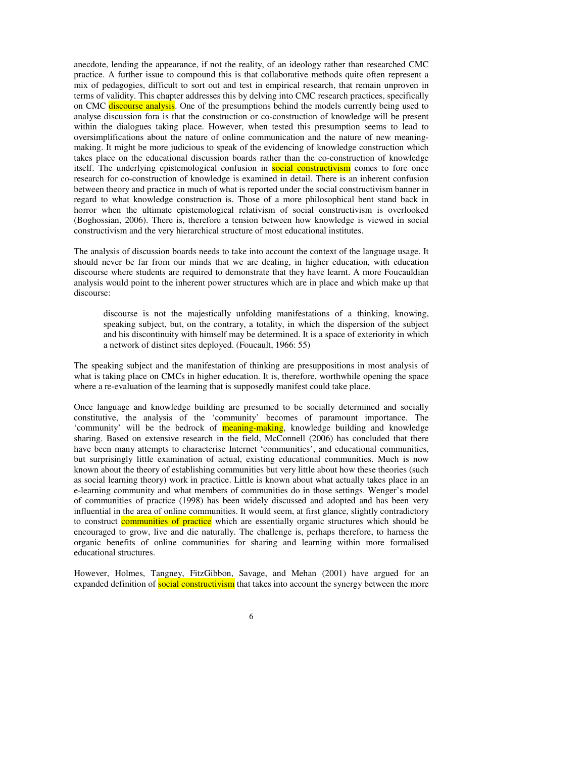anecdote, lending the appearance, if not the reality, of an ideology rather than researched CMC practice. A further issue to compound this is that collaborative methods quite often represent a mix of pedagogies, difficult to sort out and test in empirical research, that remain unproven in terms of validity. This chapter addresses this by delving into CMC research practices, specifically on CMC discourse analysis. One of the presumptions behind the models currently being used to analyse discussion fora is that the construction or co-construction of knowledge will be present within the dialogues taking place. However, when tested this presumption seems to lead to oversimplifications about the nature of online communication and the nature of new meaning-making. It might be more judicious to speak of the evidencing of knowledge construction which takes place on the educational discussion boards rather than the co-construction of knowledge itself. The underlying epistemological confusion in social constructivism comes to fore once research for co-construction of knowledge is examined in detail. There is an inherent confusion between theory and practice in much of what is reported under the social constructivism banner in regard to what knowledge construction is. Those of a more philosophical bent stand back in horror when the ultimate epistemological relativism of social constructivism is overlooked (Boghossian, 2006). There is, therefore a tension between how knowledge is viewed in social constructivism and the very hierarchical structure of most educational institutes.

The analysis of discussion boards needs to take into account the context of the language usage. It should never be far from our minds that we are dealing, in higher education, with education discourse where students are required to demonstrate that they have learnt. A more Foucauldian analysis would point to the inherent power structures which are in place and which make up that discourse:

> discourse is not the majestically unfolding manifestations of a thinking, knowing, speaking subject, but, on the contrary, a totality, in which the dispersion of the subject and his discontinuity with himself may be determined. It is a space of exteriority in which a network of distinct sites deployed. (Foucault, 1966: 55)

The speaking subject and the manifestation of thinking are presuppositions in most analysis of what is taking place on CMCs in higher education. It is, therefore, worthwhile opening the space where a re-evaluation of the learning that is supposedly manifest could take place.

Once language and knowledge building are presumed to be socially determined and socially constitutive, the analysis of the 'community' becomes of paramount importance. The 'community' will be the bedrock of meaning-making, knowledge building and knowledge sharing. Based on extensive research in the field, McConnell (2006) has concluded that there have been many attempts to characterise Internet 'communities', and educational communities, but surprisingly little examination of actual, existing educational communities. Much is now known about the theory of establishing communities but very little about how these theories (such as social learning theory) work in practice. Little is known about what actually takes place in an e-learning community and what members of communities do in those settings. Wenger's model of communities of practice (1998) has been widely discussed and adopted and has been very influential in the area of online communities. It would seem, at first glance, slightly contradictory to construct communities of practice which are essentially organic structures which should be encouraged to grow, live and die naturally. The challenge is, perhaps therefore, to harness the organic benefits of online communities for sharing and learning within more formalised educational structures.

However, Holmes, Tangney, FitzGibbon, Savage, and Mehan (2001) have argued for an expanded definition of social constructivism that takes into account the synergy between the more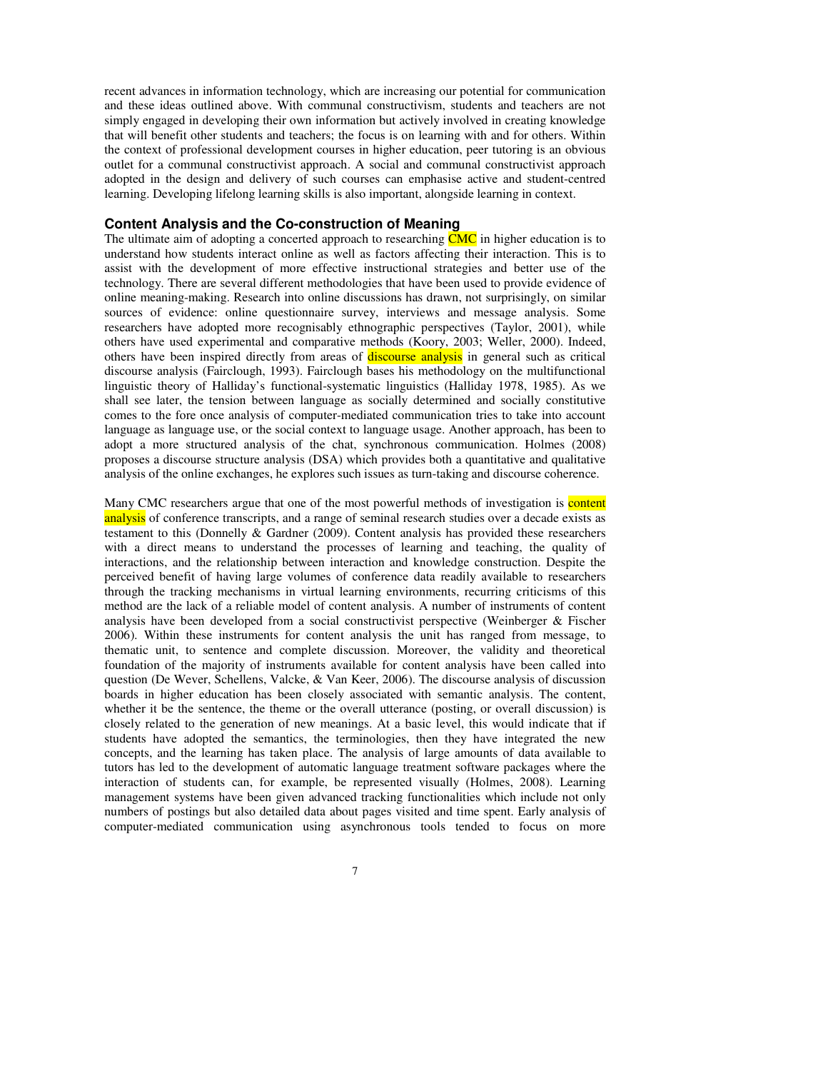recent advances in information technology, which are increasing our potential for communication and these ideas outlined above. With communal constructivism, students and teachers are not simply engaged in developing their own information but actively involved in creating knowledge that will benefit other students and teachers; the focus is on learning with and for others. Within the context of professional development courses in higher education, peer tutoring is an obvious outlet for a communal constructivist approach. A social and communal constructivist approach adopted in the design and delivery of such courses can emphasise active and student-centred learning. Developing lifelong learning skills is also important, alongside learning in context.

## Content Analysis and the Co-construction of Meaning

The ultimate aim of adopting a concerted approach to researching CMC in higher education is to understand how students interact online as well as factors affecting their interaction. This is to assist with the development of more effective instructional strategies and better use of the technology. There are several different methodologies that have been used to provide evidence of online meaning-making. Research into online discussions has drawn, not surprisingly, on similar sources of evidence: online questionnaire survey, interviews and message analysis. Some researchers have adopted more recognisably ethnographic perspectives (Taylor, 2001), while others have used experimental and comparative methods (Koory, 2003; Weller, 2000). Indeed, others have been inspired directly from areas of discourse analysis in general such as critical discourse analysis (Fairclough, 1993). Fairclough bases his methodology on the multifunctional linguistic theory of Halliday's functional-systematic linguistics (Halliday 1978, 1985). As we shall see later, the tension between language as socially determined and socially constitutive comes to the fore once analysis of computer-mediated communication tries to take into account language as language use, or the social context to language usage. Another approach, has been to adopt a more structured analysis of the chat, synchronous communication. Holmes (2008) proposes a discourse structure analysis (DSA) which provides both a quantitative and qualitative analysis of the online exchanges, he explores such issues as turn-taking and discourse coherence.

Many CMC researchers argue that one of the most powerful methods of investigation is content analysis of conference transcripts, and a range of seminal research studies over a decade exists as testament to this (Donnelly & Gardner (2009). Content analysis has provided these researchers with a direct means to understand the processes of learning and teaching, the quality of interactions, and the relationship between interaction and knowledge construction. Despite the perceived benefit of having large volumes of conference data readily available to researchers through the tracking mechanisms in virtual learning environments, recurring criticisms of this method are the lack of a reliable model of content analysis. A number of instruments of content analysis have been developed from a social constructivist perspective (Weinberger & Fischer 2006). Within these instruments for content analysis the unit has ranged from message, to thematic unit, to sentence and complete discussion. Moreover, the validity and theoretical foundation of the majority of instruments available for content analysis have been called into question (De Wever, Schellens, Valcke, & Van Keer, 2006). The discourse analysis of discussion boards in higher education has been closely associated with semantic analysis. The content, whether it be the sentence, the theme or the overall utterance (posting, or overall discussion) is closely related to the generation of new meanings. At a basic level, this would indicate that if students have adopted the semantics, the terminologies, then they have integrated the new concepts, and the learning has taken place. The analysis of large amounts of data available to tutors has led to the development of automatic language treatment software packages where the interaction of students can, for example, be represented visually (Holmes, 2008). Learning management systems have been given advanced tracking functionalities which include not only numbers of postings but also detailed data about pages visited and time spent. Early analysis of computer-mediated communication using asynchronous tools tended to focus on more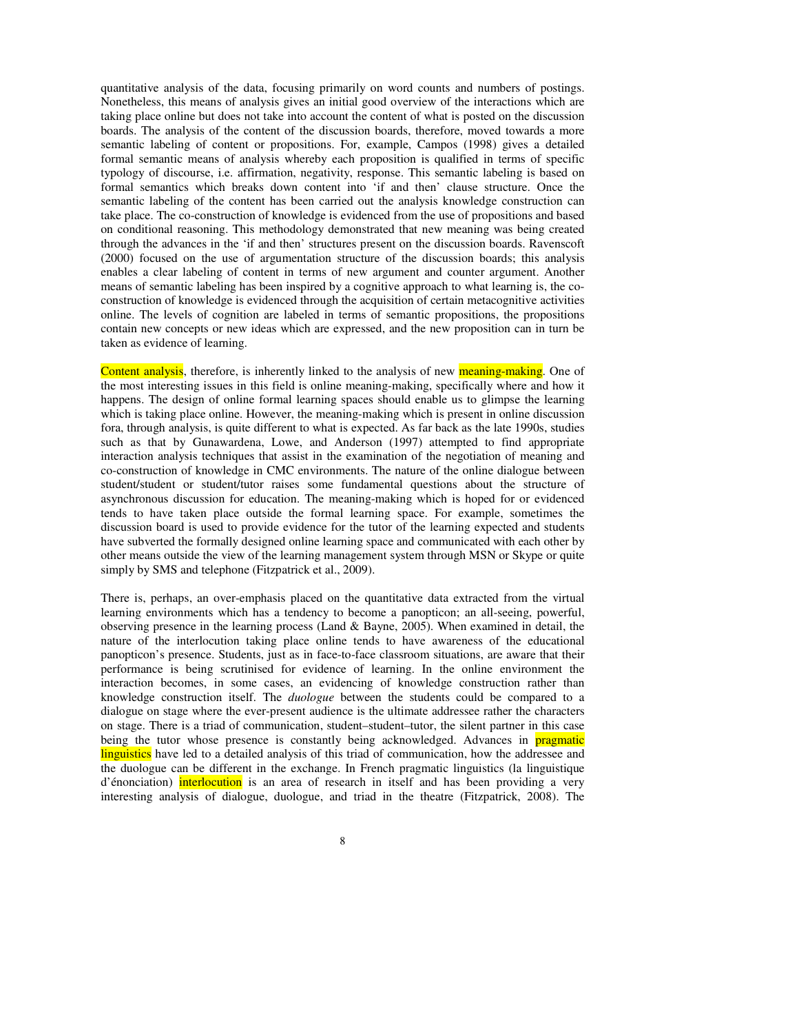quantitative analysis of the data, focusing primarily on word counts and numbers of postings. Nonetheless, this means of analysis gives an initial good overview of the interactions which are taking place online but does not take into account the content of what is posted on the discussion boards. The analysis of the content of the discussion boards, therefore, moved towards a more semantic labeling of content or propositions. For, example, Campos (1998) gives a detailed formal semantic means of analysis whereby each proposition is qualified in terms of specific typology of discourse, i.e. affirmation, negativity, response. This semantic labeling is based on formal semantics which breaks down content into 'if and then' clause structure. Once the semantic labeling of the content has been carried out the analysis knowledge construction can take place. The co-construction of knowledge is evidenced from the use of propositions and based on conditional reasoning. This methodology demonstrated that new meaning was being created through the advances in the 'if and then' structures present on the discussion boards. Ravenscoft (2000) focused on the use of argumentation structure of the discussion boards; this analysis enables a clear labeling of content in terms of new argument and counter argument. Another means of semantic labeling has been inspired by a cognitive approach to what learning is, the co-construction of knowledge is evidenced through the acquisition of certain metacognitive activities online. The levels of cognition are labeled in terms of semantic propositions, the propositions contain new concepts or new ideas which are expressed, and the new proposition can in turn be taken as evidence of learning.

Content analysis, therefore, is inherently linked to the analysis of new meaning-making. One of the most interesting issues in this field is online meaning-making, specifically where and how it happens. The design of online formal learning spaces should enable us to glimpse the learning which is taking place online. However, the meaning-making which is present in online discussion fora, through analysis, is quite different to what is expected. As far back as the late 1990s, studies such as that by Gunawardena, Lowe, and Anderson (1997) attempted to find appropriate interaction analysis techniques that assist in the examination of the negotiation of meaning and co-construction of knowledge in CMC environments. The nature of the online dialogue between student/student or student/tutor raises some fundamental questions about the structure of asynchronous discussion for education. The meaning-making which is hoped for or evidenced tends to have taken place outside the formal learning space. For example, sometimes the discussion board is used to provide evidence for the tutor of the learning expected and students have subverted the formally designed online learning space and communicated with each other by other means outside the view of the learning management system through MSN or Skype or quite simply by SMS and telephone (Fitzpatrick et al., 2009).

There is, perhaps, an over-emphasis placed on the quantitative data extracted from the virtual learning environments which has a tendency to become a panopticon; an all-seeing, powerful, observing presence in the learning process (Land & Bayne, 2005). When examined in detail, the nature of the interlocution taking place online tends to have awareness of the educational panopticon's presence. Students, just as in face-to-face classroom situations, are aware that their performance is being scrutinised for evidence of learning. In the online environment the interaction becomes, in some cases, an evidencing of knowledge construction rather than knowledge construction itself. The *duologue* between the students could be compared to a dialogue on stage where the ever-present audience is the ultimate addressee rather the characters on stage. There is a triad of communication, student–student–tutor, the silent partner in this case being the tutor whose presence is constantly being acknowledged. Advances in pragmatic linguistics have led to a detailed analysis of this triad of communication, how the addressee and the duologue can be different in the exchange. In French pragmatic linguistics (la linguistique d'énonciation) interlocution is an area of research in itself and has been providing a very interesting analysis of dialogue, duologue, and triad in the theatre (Fitzpatrick, 2008). The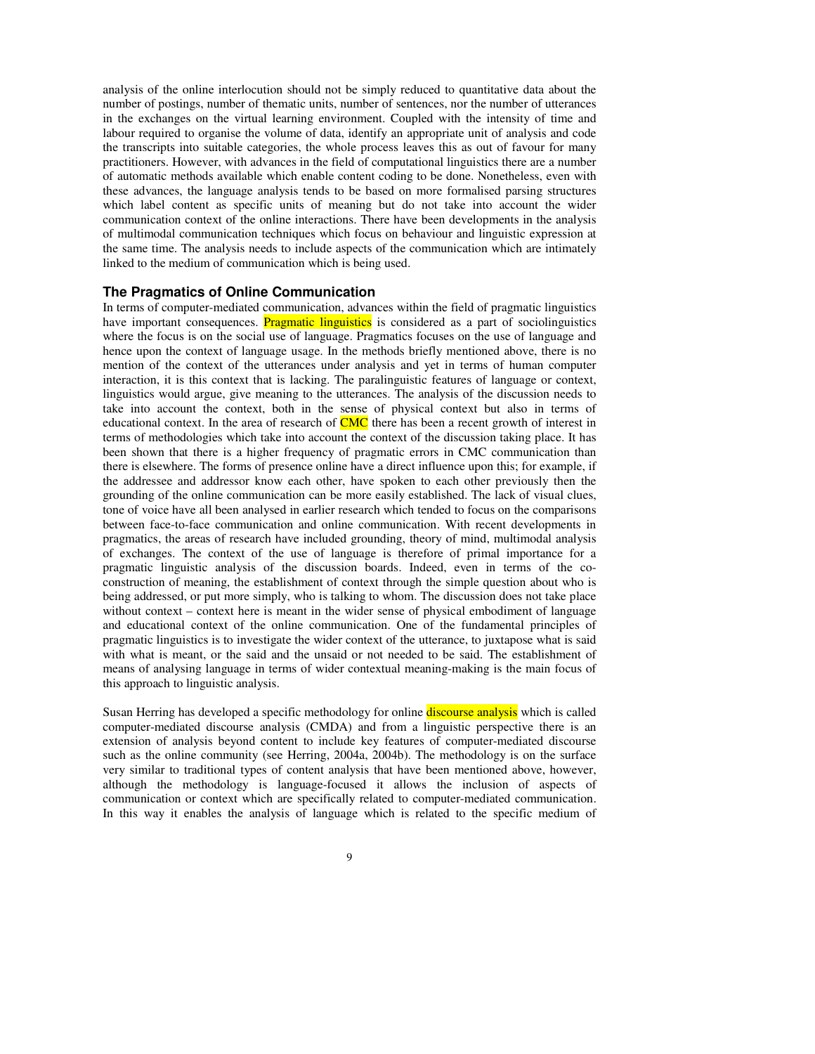analysis of the online interlocution should not be simply reduced to quantitative data about the number of postings, number of thematic units, number of sentences, nor the number of utterances in the exchanges on the virtual learning environment. Coupled with the intensity of time and labour required to organise the volume of data, identify an appropriate unit of analysis and code the transcripts into suitable categories, the whole process leaves this as out of favour for many practitioners. However, with advances in the field of computational linguistics there are a number of automatic methods available which enable content coding to be done. Nonetheless, even with these advances, the language analysis tends to be based on more formalised parsing structures which label content as specific units of meaning but do not take into account the wider communication context of the online interactions. There have been developments in the analysis of multimodal communication techniques which focus on behaviour and linguistic expression at the same time. The analysis needs to include aspects of the communication which are intimately linked to the medium of communication which is being used.

### The Pragmatics of Online Communication

In terms of computer-mediated communication, advances within the field of pragmatic linguistics have important consequences. Pragmatic linguistics is considered as a part of sociolinguistics where the focus is on the social use of language. Pragmatics focuses on the use of language and hence upon the context of language usage. In the methods briefly mentioned above, there is no mention of the context of the utterances under analysis and yet in terms of human computer interaction, it is this context that is lacking. The paralinguistic features of language or context, linguistics would argue, give meaning to the utterances. The analysis of the discussion needs to take into account the context, both in the sense of physical context but also in terms of educational context. In the area of research of CMC there has been a recent growth of interest in terms of methodologies which take into account the context of the discussion taking place. It has been shown that there is a higher frequency of pragmatic errors in CMC communication than there is elsewhere. The forms of presence online have a direct influence upon this; for example, if the addressee and addressor know each other, have spoken to each other previously then the grounding of the online communication can be more easily established. The lack of visual clues, tone of voice have all been analysed in earlier research which tended to focus on the comparisons between face-to-face communication and online communication. With recent developments in pragmatics, the areas of research have included grounding, theory of mind, multimodal analysis of exchanges. The context of the use of language is therefore of primal importance for a pragmatic linguistic analysis of the discussion boards. Indeed, even in terms of the co-construction of meaning, the establishment of context through the simple question about who is being addressed, or put more simply, who is talking to whom. The discussion does not take place without context – context here is meant in the wider sense of physical embodiment of language and educational context of the online communication. One of the fundamental principles of pragmatic linguistics is to investigate the wider context of the utterance, to juxtapose what is said with what is meant, or the said and the unsaid or not needed to be said. The establishment of means of analysing language in terms of wider contextual meaning-making is the main focus of this approach to linguistic analysis.

Susan Herring has developed a specific methodology for online discourse analysis which is called computer-mediated discourse analysis (CMDA) and from a linguistic perspective there is an extension of analysis beyond content to include key features of computer-mediated discourse such as the online community (see Herring, 2004a, 2004b). The methodology is on the surface very similar to traditional types of content analysis that have been mentioned above, however, although the methodology is language-focused it allows the inclusion of aspects of communication or context which are specifically related to computer-mediated communication. In this way it enables the analysis of language which is related to the specific medium of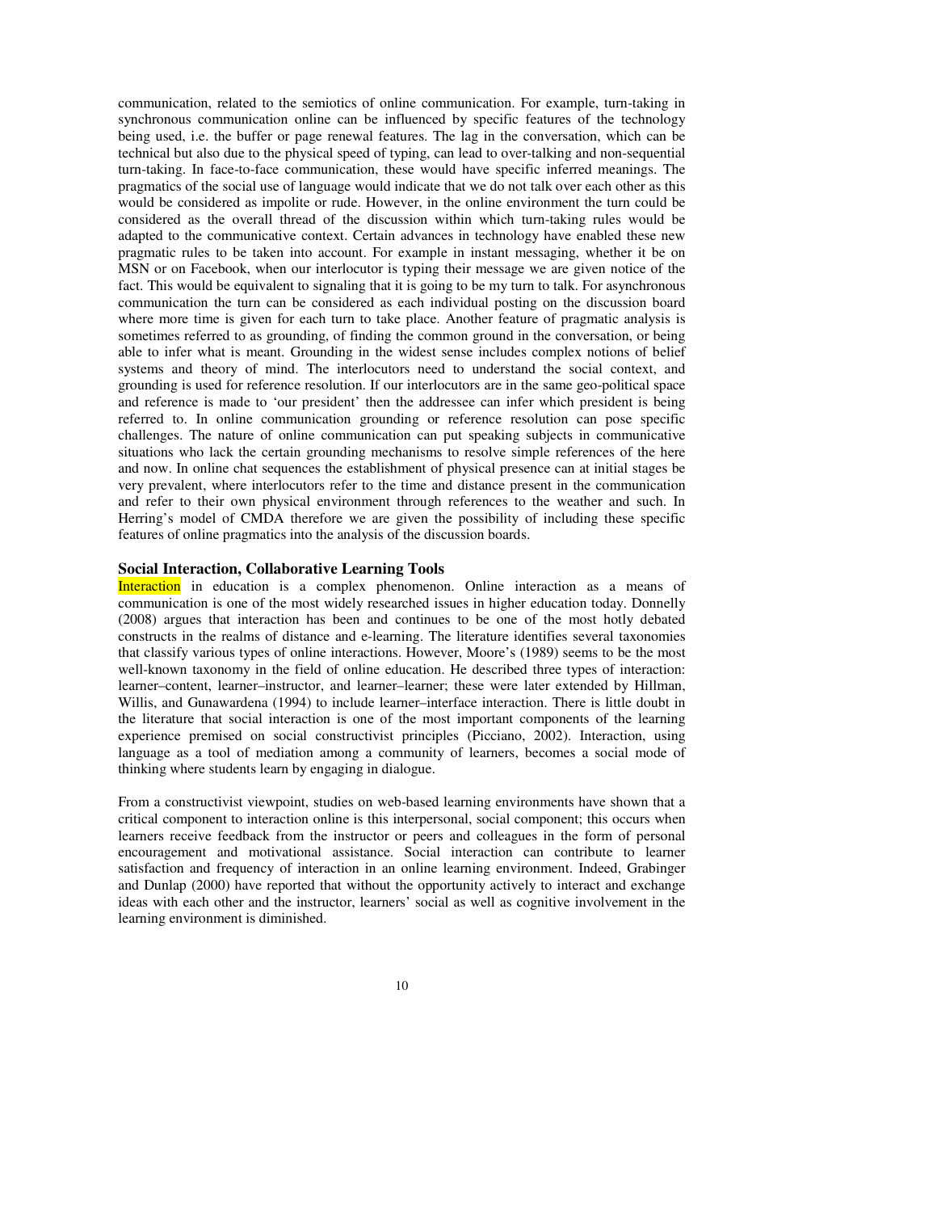communication, related to the semiotics of online communication. For example, turn-taking in synchronous communication online can be influenced by specific features of the technology being used, i.e. the buffer or page renewal features. The lag in the conversation, which can be technical but also due to the physical speed of typing, can lead to over-talking and non-sequential turn-taking. In face-to-face communication, these would have specific inferred meanings. The pragmatics of the social use of language would indicate that we do not talk over each other as this would be considered as impolite or rude. However, in the online environment the turn could be considered as the overall thread of the discussion within which turn-taking rules would be adapted to the communicative context. Certain advances in technology have enabled these new pragmatic rules to be taken into account. For example in instant messaging, whether it be on MSN or on Facebook, when our interlocutor is typing their message we are given notice of the fact. This would be equivalent to signaling that it is going to be my turn to talk. For asynchronous communication the turn can be considered as each individual posting on the discussion board where more time is given for each turn to take place. Another feature of pragmatic analysis is sometimes referred to as grounding, of finding the common ground in the conversation, or being able to infer what is meant. Grounding in the widest sense includes complex notions of belief systems and theory of mind. The interlocutors need to understand the social context, and grounding is used for reference resolution. If our interlocutors are in the same geo-political space and reference is made to 'our president' then the addressee can infer which president is being referred to. In online communication grounding or reference resolution can pose specific challenges. The nature of online communication can put speaking subjects in communicative situations who lack the certain grounding mechanisms to resolve simple references of the here and now. In online chat sequences the establishment of physical presence can at initial stages be very prevalent, where interlocutors refer to the time and distance present in the communication and refer to their own physical environment through references to the weather and such. In Herring's model of CMDA therefore we are given the possibility of including these specific features of online pragmatics into the analysis of the discussion boards.

### Social Interaction, Collaborative Learning Tools

Interaction in education is a complex phenomenon. Online interaction as a means of communication is one of the most widely researched issues in higher education today. Donnelly (2008) argues that interaction has been and continues to be one of the most hotly debated constructs in the realms of distance and e-learning. The literature identifies several taxonomies that classify various types of online interactions. However, Moore's (1989) seems to be the most well-known taxonomy in the field of online education. He described three types of interaction: learner–content, learner–instructor, and learner–learner; these were later extended by Hillman, Willis, and Gunawardena (1994) to include learner–interface interaction. There is little doubt in the literature that social interaction is one of the most important components of the learning experience premised on social constructivist principles (Picciano, 2002). Interaction, using language as a tool of mediation among a community of learners, becomes a social mode of thinking where students learn by engaging in dialogue.

From a constructivist viewpoint, studies on web-based learning environments have shown that a critical component to interaction online is this interpersonal, social component; this occurs when learners receive feedback from the instructor or peers and colleagues in the form of personal encouragement and motivational assistance. Social interaction can contribute to learner satisfaction and frequency of interaction in an online learning environment. Indeed, Grabinger and Dunlap (2000) have reported that without the opportunity actively to interact and exchange ideas with each other and the instructor, learners' social as well as cognitive involvement in the learning environment is diminished.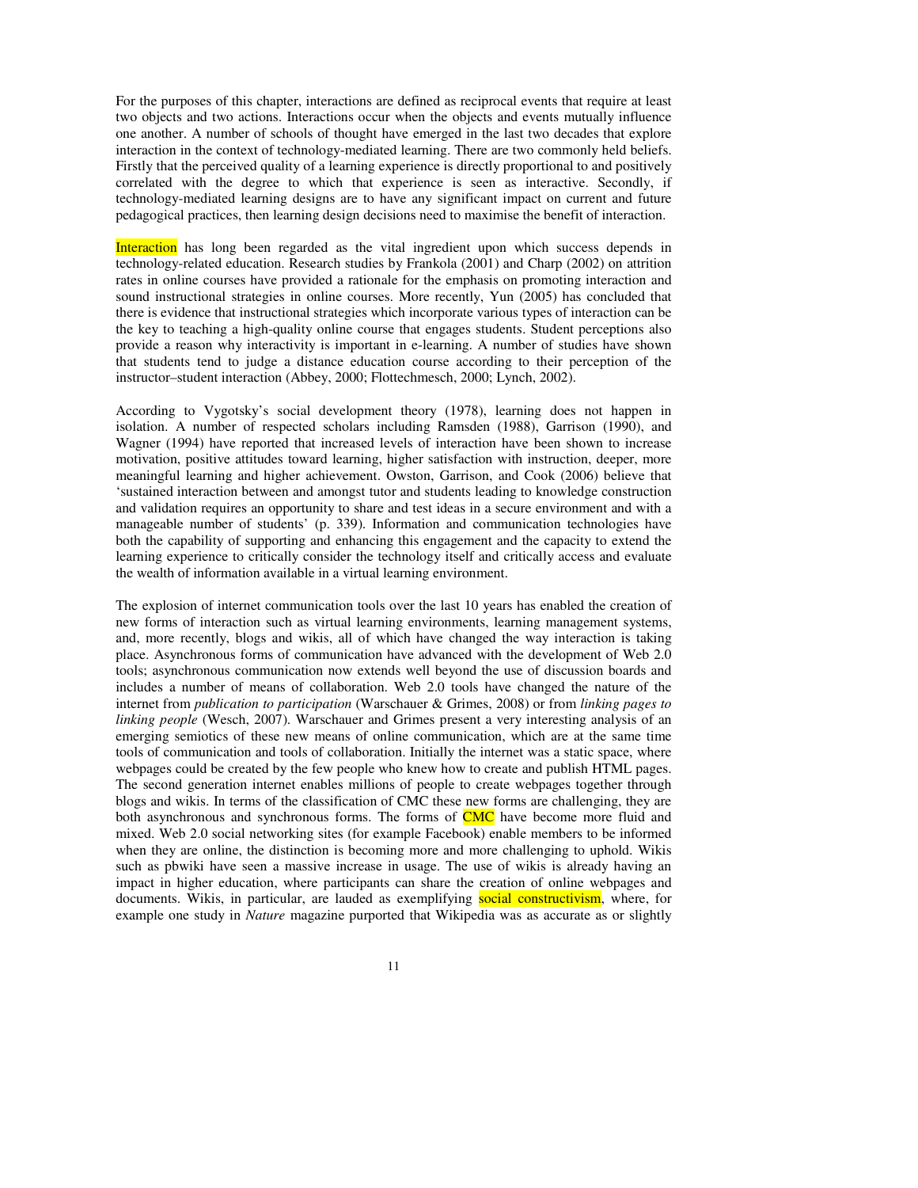For the purposes of this chapter, interactions are defined as reciprocal events that require at least two objects and two actions. Interactions occur when the objects and events mutually influence one another. A number of schools of thought have emerged in the last two decades that explore interaction in the context of technology-mediated learning. There are two commonly held beliefs. Firstly that the perceived quality of a learning experience is directly proportional to and positively correlated with the degree to which that experience is seen as interactive. Secondly, if technology-mediated learning designs are to have any significant impact on current and future pedagogical practices, then learning design decisions need to maximise the benefit of interaction.

Interaction has long been regarded as the vital ingredient upon which success depends in technology-related education. Research studies by Frankola (2001) and Charp (2002) on attrition rates in online courses have provided a rationale for the emphasis on promoting interaction and sound instructional strategies in online courses. More recently, Yun (2005) has concluded that there is evidence that instructional strategies which incorporate various types of interaction can be the key to teaching a high-quality online course that engages students. Student perceptions also provide a reason why interactivity is important in e-learning. A number of studies have shown that students tend to judge a distance education course according to their perception of the instructor–student interaction (Abbey, 2000; Flottechmesch, 2000; Lynch, 2002).

According to Vygotsky's social development theory (1978), learning does not happen in isolation. A number of respected scholars including Ramsden (1988), Garrison (1990), and Wagner (1994) have reported that increased levels of interaction have been shown to increase motivation, positive attitudes toward learning, higher satisfaction with instruction, deeper, more meaningful learning and higher achievement. Owston, Garrison, and Cook (2006) believe that 'sustained interaction between and amongst tutor and students leading to knowledge construction and validation requires an opportunity to share and test ideas in a secure environment and with a manageable number of students' (p. 339). Information and communication technologies have both the capability of supporting and enhancing this engagement and the capacity to extend the learning experience to critically consider the technology itself and critically access and evaluate the wealth of information available in a virtual learning environment.

The explosion of internet communication tools over the last 10 years has enabled the creation of new forms of interaction such as virtual learning environments, learning management systems, and, more recently, blogs and wikis, all of which have changed the way interaction is taking place. Asynchronous forms of communication have advanced with the development of Web 2.0 tools; asynchronous communication now extends well beyond the use of discussion boards and includes a number of means of collaboration. Web 2.0 tools have changed the nature of the internet from *publication to participation* (Warschauer & Grimes, 2008) or from *linking pages to linking people* (Wesch, 2007). Warschauer and Grimes present a very interesting analysis of an emerging semiotics of these new means of online communication, which are at the same time tools of communication and tools of collaboration. Initially the internet was a static space, where webpages could be created by the few people who knew how to create and publish HTML pages. The second generation internet enables millions of people to create webpages together through blogs and wikis. In terms of the classification of CMC these new forms are challenging, they are both asynchronous and synchronous forms. The forms of CMC have become more fluid and mixed. Web 2.0 social networking sites (for example Facebook) enable members to be informed when they are online, the distinction is becoming more and more challenging to uphold. Wikis such as pbwiki have seen a massive increase in usage. The use of wikis is already having an impact in higher education, where participants can share the creation of online webpages and documents. Wikis, in particular, are lauded as exemplifying social constructivism, where, for example one study in *Nature* magazine purported that Wikipedia was as accurate as or slightly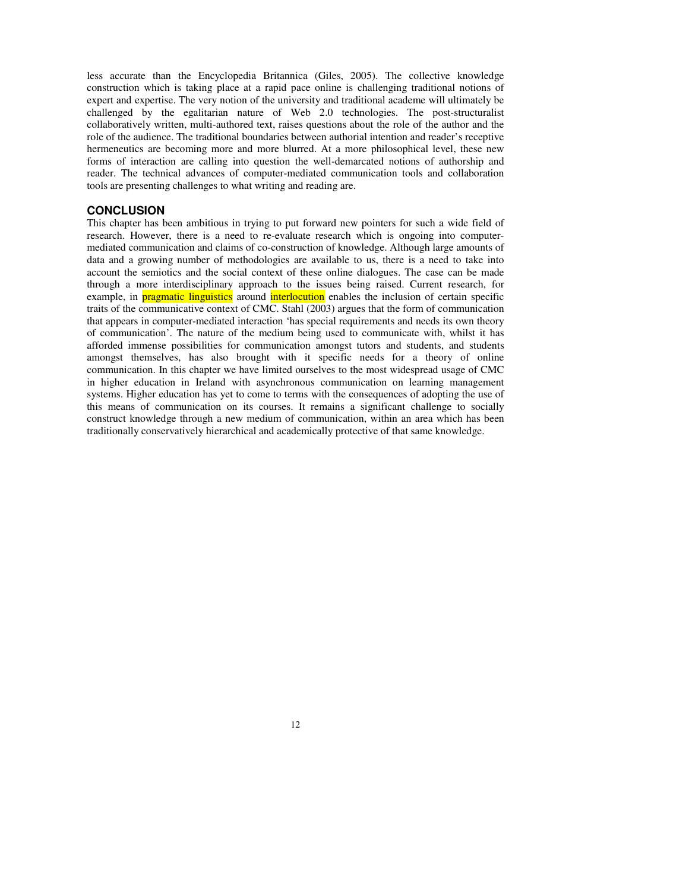less accurate than the Encyclopedia Britannica (Giles, 2005). The collective knowledge construction which is taking place at a rapid pace online is challenging traditional notions of expert and expertise. The very notion of the university and traditional academe will ultimately be challenged by the egalitarian nature of Web 2.0 technologies. The post-structuralist collaboratively written, multi-authored text, raises questions about the role of the author and the role of the audience. The traditional boundaries between authorial intention and reader's receptive hermeneutics are becoming more and more blurred. At a more philosophical level, these new forms of interaction are calling into question the well-demarcated notions of authorship and reader. The technical advances of computer-mediated communication tools and collaboration tools are presenting challenges to what writing and reading are.

## CONCLUSION

This chapter has been ambitious in trying to put forward new pointers for such a wide field of research. However, there is a need to re-evaluate research which is ongoing into computer-mediated communication and claims of co-construction of knowledge. Although large amounts of data and a growing number of methodologies are available to us, there is a need to take into account the semiotics and the social context of these online dialogues. The case can be made through a more interdisciplinary approach to the issues being raised. Current research, for example, in pragmatic linguistics around interlocution enables the inclusion of certain specific traits of the communicative context of CMC. Stahl (2003) argues that the form of communication that appears in computer-mediated interaction 'has special requirements and needs its own theory of communication'. The nature of the medium being used to communicate with, whilst it has afforded immense possibilities for communication amongst tutors and students, and students amongst themselves, has also brought with it specific needs for a theory of online communication. In this chapter we have limited ourselves to the most widespread usage of CMC in higher education in Ireland with asynchronous communication on learning management systems. Higher education has yet to come to terms with the consequences of adopting the use of this means of communication on its courses. It remains a significant challenge to socially construct knowledge through a new medium of communication, within an area which has been traditionally conservatively hierarchical and academically protective of that same knowledge.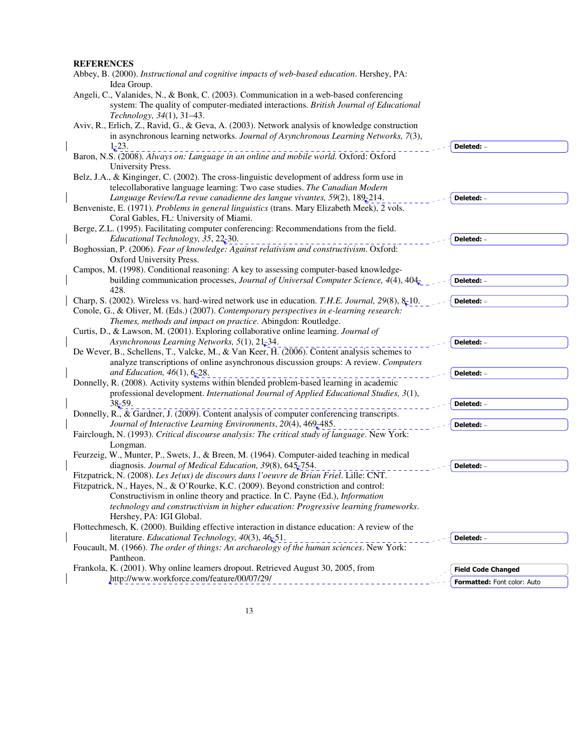**REFERENCES**

Abbey, B. (2000). *Instructional and cognitive impacts of web-based education*. Hershey, PA: Idea Group.

Angeli, C., Valanides, N., & Bonk, C. (2003). Communication in a web-based conferencing system: The quality of computer-mediated interactions. *British Journal of Educational Technology, 34*(1), 31–43.

Aviv, R., Erlich, Z., Ravid, G., & Geva, A. (2003). Network analysis of knowledge construction in asynchronous learning networks. *Journal of Asynchronous Learning Networks, 7*(3), 1-23.

Baron, N.S. (2008). *Always on: Language in an online and mobile world.* Oxford: Oxford University Press.

Belz, J.A., & Kinginger, C. (2002). The cross-linguistic development of address form use in telecollaborative language learning: Two case studies. *The Canadian Modern Language Review/La revue canadienne des langue vivantes, 59*(2), 189-214.

Benveniste, E. (1971). *Problems in general linguistics* (trans. Mary Elizabeth Meek), 2 vols. Coral Gables, FL: University of Miami.

Berge, Z.L. (1995). Facilitating computer conferencing: Recommendations from the field. *Educational Technology, 35*, 22-30.

Boghossian, P. (2006). *Fear of knowledge: Against relativism and constructivism*. Oxford: Oxford University Press.

Campos, M. (1998). Conditional reasoning: A key to assessing computer-based knowledge-building communication processes, *Journal of Universal Computer Science, 4*(4), 404-428.

Charp, S. (2002). Wireless vs. hard-wired network use in education. *T.H.E. Journal, 29*(8), 8-10.

Conole, G., & Oliver, M. (Eds.) (2007). *Contemporary perspectives in e-learning research: Themes, methods and impact on practice*. Abingdon: Routledge.

Curtis, D., & Lawson, M. (2001). Exploring collaborative online learning. *Journal of Asynchronous Learning Networks, 5*(1), 21-34.

De Wever, B., Schellens, T., Valcke, M., & Van Keer, H. (2006). Content analysis schemes to analyze transcriptions of online asynchronous discussion groups: A review. *Computers and Education, 46*(1), 6-28.

Donnelly, R. (2008). Activity systems within blended problem-based learning in academic professional development. *International Journal of Applied Educational Studies, 3*(1), 38-59.

Donnelly, R., & Gardner, J. (2009). Content analysis of computer conferencing transcripts. *Journal of Interactive Learning Environments*, *20*(4), 469-485.

Fairclough, N. (1993). *Critical discourse analysis: The critical study of language*. New York: Longman.

Feurzeig, W., Munter, P., Swets, J., & Breen, M. (1964). Computer-aided teaching in medical diagnosis. *Journal of Medical Education, 39*(8), 645-754.

Fitzpatrick, N. (2008). *Les Je(ux) de discours dans l'oeuvre de Brian Friel*. Lille: CNT.

Fitzpatrick, N., Hayes, N., & O'Rourke, K.C. (2009). Beyond constriction and control: Constructivism in online theory and practice. In C. Payne (Ed.), *Information technology and constructivism in higher education: Progressive learning frameworks*. Hershey, PA: IGI Global.

Flottechmesch, K. (2000). Building effective interaction in distance education: A review of the literature. *Educational Technology, 40*(3), 46-51.

Foucault, M. (1966). *The order of things: An archaeology of the human sciences*. New York: Pantheon.

Frankola, K. (2001). Why online learners dropout. Retrieved August 30, 2005, from http://www.workforce.com/feature/00/07/29/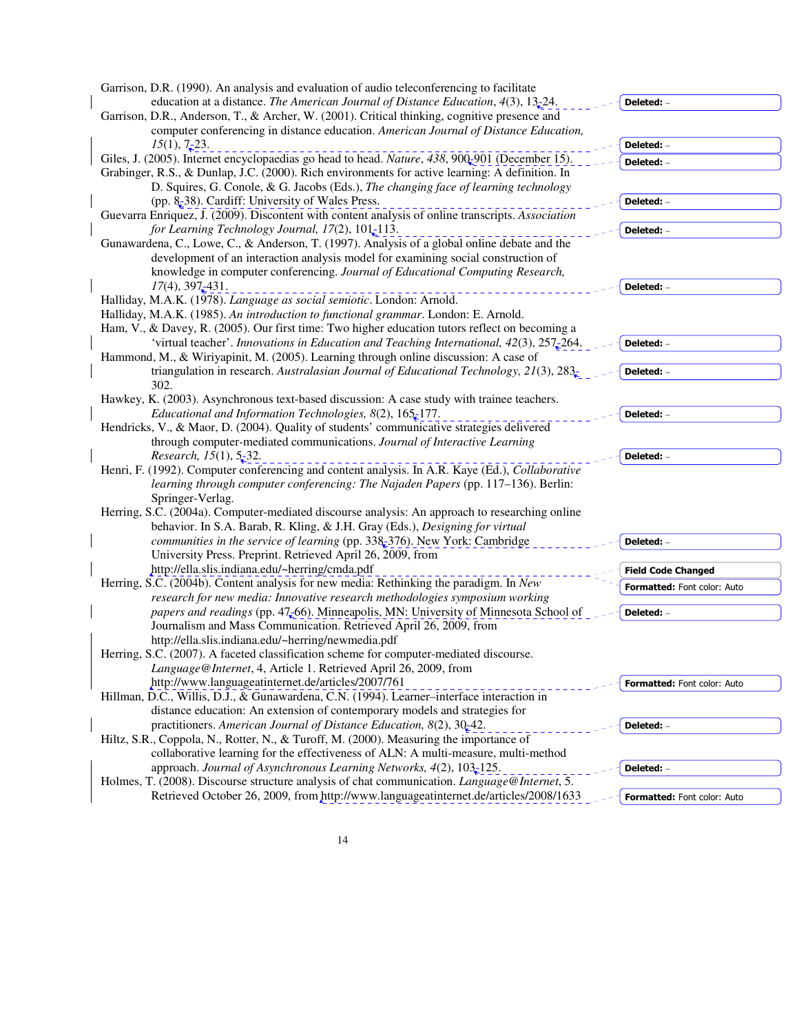Garrison, D.R. (1990). An analysis and evaluation of audio teleconferencing to facilitate education at a distance. *The American Journal of Distance Education*, *4*(3), 13-24.

Garrison, D.R., Anderson, T., & Archer, W. (2001). Critical thinking, cognitive presence and computer conferencing in distance education. *American Journal of Distance Education, 15*(1), 7-23.

Giles, J. (2005). Internet encyclopaedias go head to head. *Nature*, *438*, 900-901 (December 15).

Grabinger, R.S., & Dunlap, J.C. (2000). Rich environments for active learning: A definition. In D. Squires, G. Conole, & G. Jacobs (Eds.), *The changing face of learning technology* (pp. 8-38). Cardiff: University of Wales Press.

Guevarra Enriquez, J. (2009). Discontent with content analysis of online transcripts. *Association for Learning Technology Journal, 17*(2), 101-113.

Gunawardena, C., Lowe, C., & Anderson, T. (1997). Analysis of a global online debate and the development of an interaction analysis model for examining social construction of knowledge in computer conferencing. *Journal of Educational Computing Research, 17*(4), 397-431.

Halliday, M.A.K. (1978). *Language as social semiotic*. London: Arnold.

Halliday, M.A.K. (1985). *An introduction to functional grammar*. London: E. Arnold.

Ham, V., & Davey, R. (2005). Our first time: Two higher education tutors reflect on becoming a 'virtual teacher'. *Innovations in Education and Teaching International, 42*(3), 257-264.

Hammond, M., & Wiriyapinit, M. (2005). Learning through online discussion: A case of triangulation in research. *Australasian Journal of Educational Technology, 21*(3), 283-302.

Hawkey, K. (2003). Asynchronous text-based discussion: A case study with trainee teachers. *Educational and Information Technologies, 8*(2), 165-177.

Hendricks, V., & Maor, D. (2004). Quality of students' communicative strategies delivered through computer-mediated communications. *Journal of Interactive Learning Research, 15*(1), 5-32.

Henri, F. (1992). Computer conferencing and content analysis. In A.R. Kaye (Ed.), *Collaborative learning through computer conferencing: The Najaden Papers* (pp. 117–136). Berlin: Springer-Verlag.

Herring, S.C. (2004a). Computer-mediated discourse analysis: An approach to researching online behavior. In S.A. Barab, R. Kling, & J.H. Gray (Eds.), *Designing for virtual communities in the service of learning* (pp. 338-376). New York: Cambridge University Press. Preprint. Retrieved April 26, 2009, from http://ella.slis.indiana.edu/~herring/cmda.pdf

Herring, S.C. (2004b). Content analysis for new media: Rethinking the paradigm. In *New research for new media: Innovative research methodologies symposium working papers and readings* (pp. 47-66). Minneapolis, MN: University of Minnesota School of Journalism and Mass Communication. Retrieved April 26, 2009, from http://ella.slis.indiana.edu/~herring/newmedia.pdf

Herring, S.C. (2007). A faceted classification scheme for computer-mediated discourse. *Language@Internet*, 4, Article 1. Retrieved April 26, 2009, from http://www.languageatinternet.de/articles/2007/761

Hillman, D.C., Willis, D.J., & Gunawardena, C.N. (1994). Learner–interface interaction in distance education: An extension of contemporary models and strategies for practitioners. *American Journal of Distance Education, 8*(2), 30-42.

Hiltz, S.R., Coppola, N., Rotter, N., & Turoff, M. (2000). Measuring the importance of collaborative learning for the effectiveness of ALN: A multi-measure, multi-method approach. *Journal of Asynchronous Learning Networks, 4*(2), 103-125.

Holmes, T. (2008). Discourse structure analysis of chat communication. *Language@Internet*, 5. Retrieved October 26, 2009, from http://www.languageatinternet.de/articles/2008/1633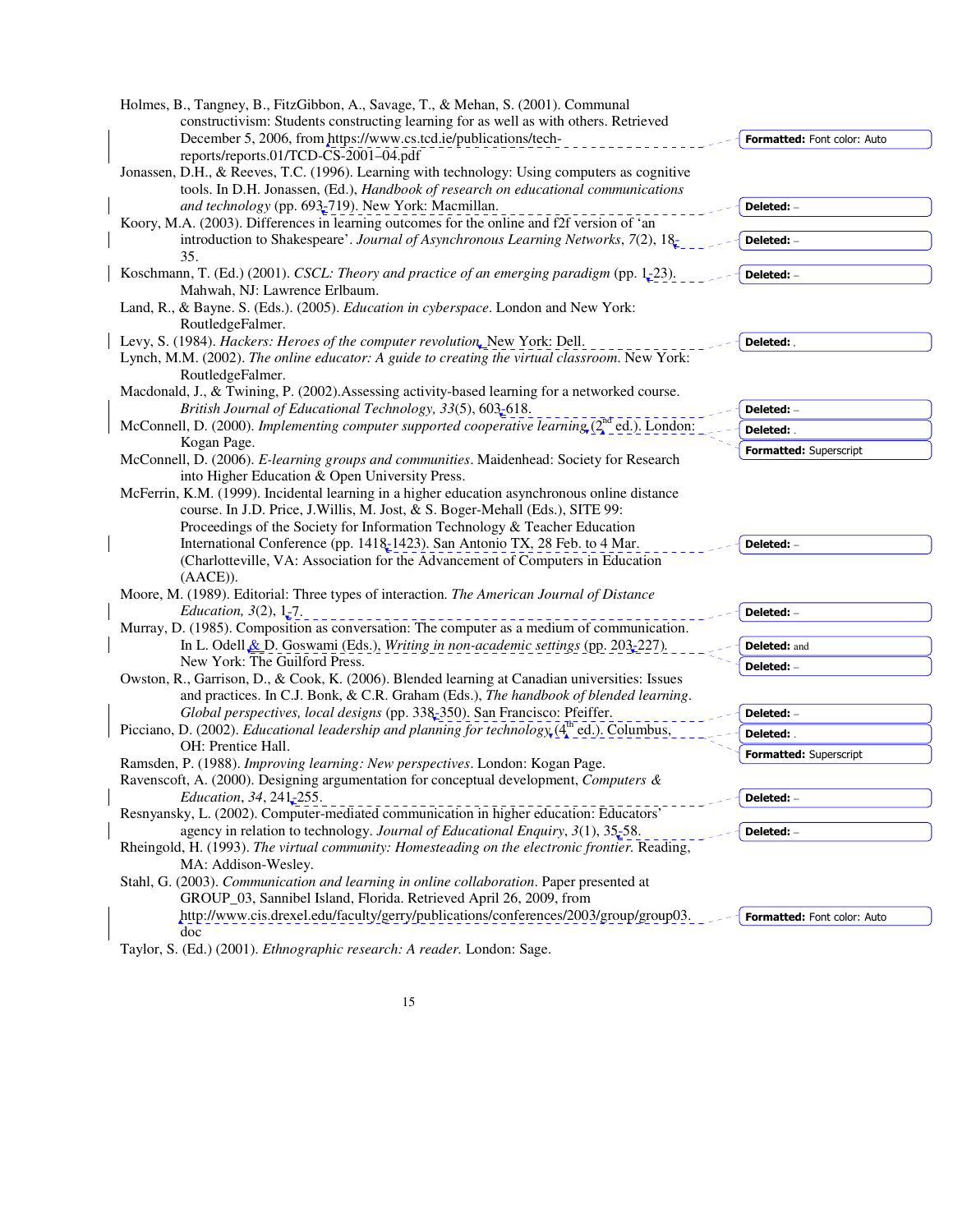Holmes, B., Tangney, B., FitzGibbon, A., Savage, T., & Mehan, S. (2001). Communal constructivism: Students constructing learning for as well as with others. Retrieved December 5, 2006, from https://www.cs.tcd.ie/publications/tech-reports/reports.01/TCD-CS-2001–04.pdf

Jonassen, D.H., & Reeves, T.C. (1996). Learning with technology: Using computers as cognitive tools. In D.H. Jonassen, (Ed.), *Handbook of research on educational communications and technology* (pp. 693-719). New York: Macmillan.

Koory, M.A. (2003). Differences in learning outcomes for the online and f2f version of 'an introduction to Shakespeare'. *Journal of Asynchronous Learning Networks*, *7*(2), 18-35.

Koschmann, T. (Ed.) (2001). *CSCL: Theory and practice of an emerging paradigm* (pp. 1-23). Mahwah, NJ: Lawrence Erlbaum.

Land, R., & Bayne. S. (Eds.). (2005). *Education in cyberspace*. London and New York: RoutledgeFalmer.

Levy, S. (1984). *Hackers: Heroes of the computer revolution*. New York: Dell.

Lynch, M.M. (2002). *The online educator: A guide to creating the virtual classroom*. New York: RoutledgeFalmer.

Macdonald, J., & Twining, P. (2002).Assessing activity-based learning for a networked course. *British Journal of Educational Technology, 33*(5), 603-618.

McConnell, D. (2000). *Implementing computer supported cooperative learning* (2nd ed.). London: Kogan Page.

McConnell, D. (2006). *E-learning groups and communities*. Maidenhead: Society for Research into Higher Education & Open University Press.

McFerrin, K.M. (1999). Incidental learning in a higher education asynchronous online distance course. In J.D. Price, J.Willis, M. Jost, & S. Boger-Mehall (Eds.), SITE 99: Proceedings of the Society for Information Technology & Teacher Education International Conference (pp. 1418-1423). San Antonio TX, 28 Feb. to 4 Mar. (Charlotteville, VA: Association for the Advancement of Computers in Education (AACE)).

Moore, M. (1989). Editorial: Three types of interaction. *The American Journal of Distance Education, 3*(2), 1-7.

Murray, D. (1985). Composition as conversation: The computer as a medium of communication. In L. Odell & D. Goswami (Eds.), *Writing in non-academic settings* (pp. 203-227). New York: The Guilford Press.

Owston, R., Garrison, D., & Cook, K. (2006). Blended learning at Canadian universities: Issues and practices. In C.J. Bonk, & C.R. Graham (Eds.), *The handbook of blended learning. Global perspectives, local designs* (pp. 338-350). San Francisco: Pfeiffer.

Picciano, D. (2002). *Educational leadership and planning for technology* (4th ed.). Columbus, OH: Prentice Hall.

Ramsden, P. (1988). *Improving learning: New perspectives*. London: Kogan Page.

Ravenscoft, A. (2000). Designing argumentation for conceptual development, *Computers & Education*, *34*, 241-255.

Resnyansky, L. (2002). Computer-mediated communication in higher education: Educators' agency in relation to technology. *Journal of Educational Enquiry*, *3*(1), 35-58.

Rheingold, H. (1993). *The virtual community: Homesteading on the electronic frontier*. Reading, MA: Addison-Wesley.

Stahl, G. (2003). *Communication and learning in online collaboration*. Paper presented at GROUP_03, Sannibel Island, Florida. Retrieved April 26, 2009, from http://www.cis.drexel.edu/faculty/gerry/publications/conferences/2003/group/group03.doc

Taylor, S. (Ed.) (2001). *Ethnographic research: A reader.* London: Sage.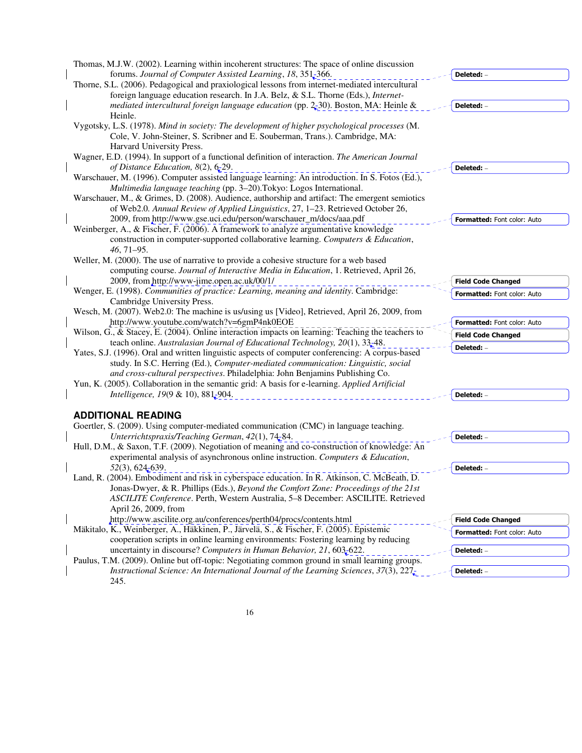Thomas, M.J.W. (2002). Learning within incoherent structures: The space of online discussion forums. *Journal of Computer Assisted Learning*, *18*, 351-366.

Thorne, S.L. (2006). Pedagogical and praxiological lessons from internet-mediated intercultural foreign language education research. In J.A. Belz, & S.L. Thorne (Eds.), *Internet-mediated intercultural foreign language education* (pp. 2-30). Boston, MA: Heinle & Heinle.

Vygotsky, L.S. (1978). *Mind in society: The development of higher psychological processes* (M. Cole, V. John-Steiner, S. Scribner and E. Souberman, Trans.). Cambridge, MA: Harvard University Press.

Wagner, E.D. (1994). In support of a functional definition of interaction. *The American Journal of Distance Education, 8*(2), 6-29.

Warschauer, M. (1996). Computer assisted language learning: An introduction. In S. Fotos (Ed.), *Multimedia language teaching* (pp. 3–20).Tokyo: Logos International.

Warschauer, M., & Grimes, D. (2008). Audience, authorship and artifact: The emergent semiotics of Web2.0. *Annual Review of Applied Linguistics*, 27, 1–23. Retrieved October 26, 2009, from http://www.gse.uci.edu/person/warschauer_m/docs/aaa.pdf

Weinberger, A., & Fischer, F. (2006). A framework to analyze argumentative knowledge construction in computer-supported collaborative learning. *Computers & Education*, *46*, 71–95.

Weller, M. (2000). The use of narrative to provide a cohesive structure for a web based computing course. *Journal of Interactive Media in Education*, 1. Retrieved, April 26, 2009, from http://www-jime.open.ac.uk/00/1/

Wenger, E. (1998). *Communities of practice: Learning, meaning and identity*. Cambridge: Cambridge University Press.

Wesch, M. (2007). Web2.0: The machine is us/using us [Video], Retrieved, April 26, 2009, from http://www.youtube.com/watch?v=6gmP4nk0EOE

Wilson, G., & Stacey, E. (2004). Online interaction impacts on learning: Teaching the teachers to teach online. *Australasian Journal of Educational Technology, 20*(1), 33-48.

Yates, S.J. (1996). Oral and written linguistic aspects of computer conferencing: A corpus-based study. In S.C. Herring (Ed.), *Computer-mediated communication: Linguistic, social and cross-cultural perspectives*. Philadelphia: John Benjamins Publishing Co.

Yun, K. (2005). Collaboration in the semantic grid: A basis for e-learning. *Applied Artificial Intelligence, 19*(9 & 10), 881-904.

## ADDITIONAL READING

Goertler, S. (2009). Using computer-mediated communication (CMC) in language teaching. *Unterrichtspraxis/Teaching German*, *42*(1), 74-84.

Hull, D.M., & Saxon, T.F. (2009). Negotiation of meaning and co-construction of knowledge: An experimental analysis of asynchronous online instruction. *Computers & Education*, *52*(3), 624-639.

Land, R. (2004). Embodiment and risk in cyberspace education. In R. Atkinson, C. McBeath, D. Jonas-Dwyer, & R. Phillips (Eds.), *Beyond the Comfort Zone: Proceedings of the 21st ASCILITE Conference*. Perth, Western Australia, 5–8 December: ASCILITE. Retrieved April 26, 2009, from http://www.ascilite.org.au/conferences/perth04/procs/contents.html

Mäkitalo, K., Weinberger, A., Häkkinen, P., Järvelä, S., & Fischer, F. (2005). Epistemic cooperation scripts in online learning environments: Fostering learning by reducing uncertainty in discourse? *Computers in Human Behavior, 21*, 603-622.

Paulus, T.M. (2009). Online but off-topic: Negotiating common ground in small learning groups. *Instructional Science: An International Journal of the Learning Sciences*, *37*(3), 227-245.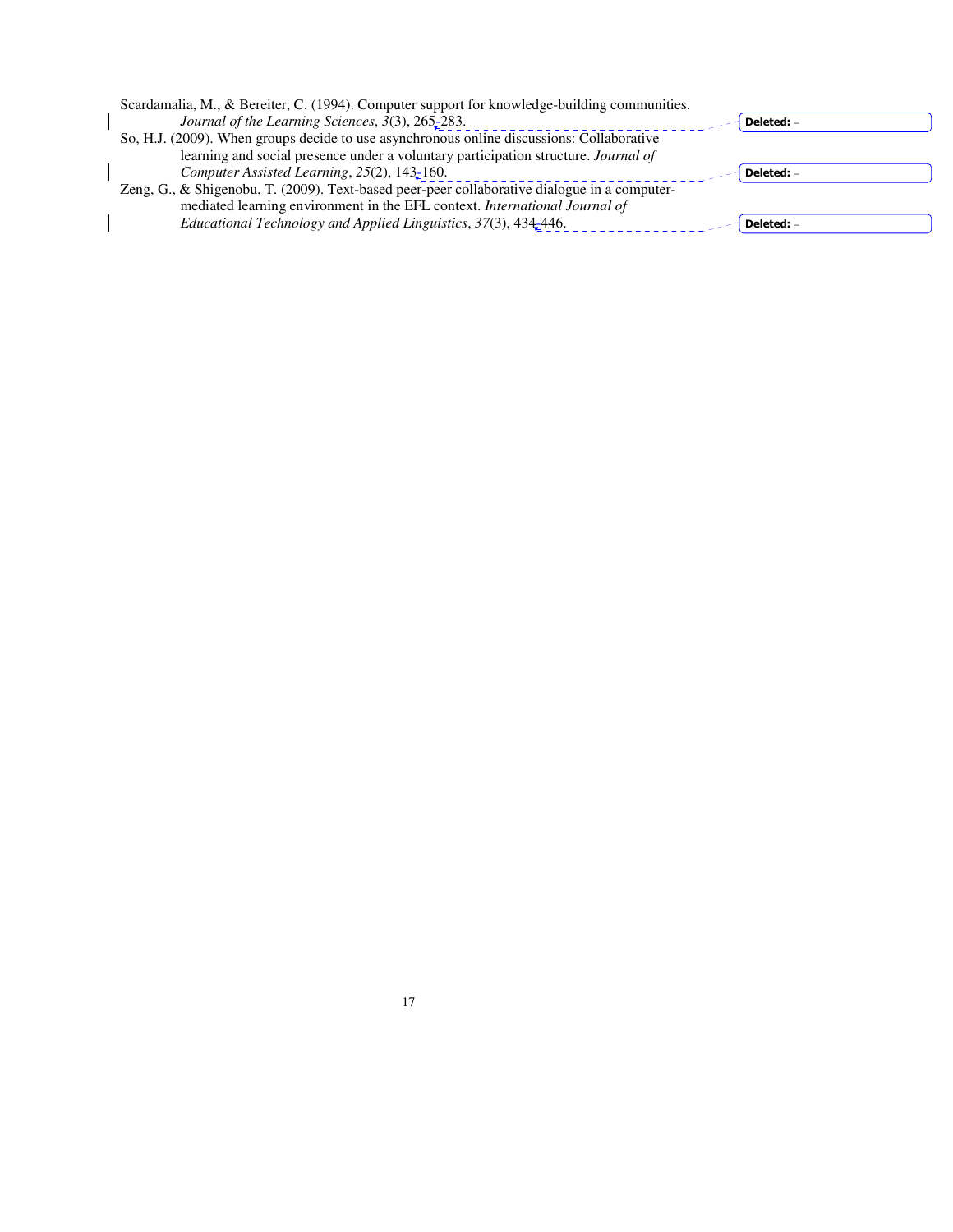Scardamalia, M., & Bereiter, C. (1994). Computer support for knowledge-building communities. *Journal of the Learning Sciences*, *3*(3), 265-283.

So, H.J. (2009). When groups decide to use asynchronous online discussions: Collaborative learning and social presence under a voluntary participation structure. *Journal of Computer Assisted Learning*, *25*(2), 143-160.

Zeng, G., & Shigenobu, T. (2009). Text-based peer-peer collaborative dialogue in a computer-mediated learning environment in the EFL context. *International Journal of Educational Technology and Applied Linguistics*, *37*(3), 434-446.